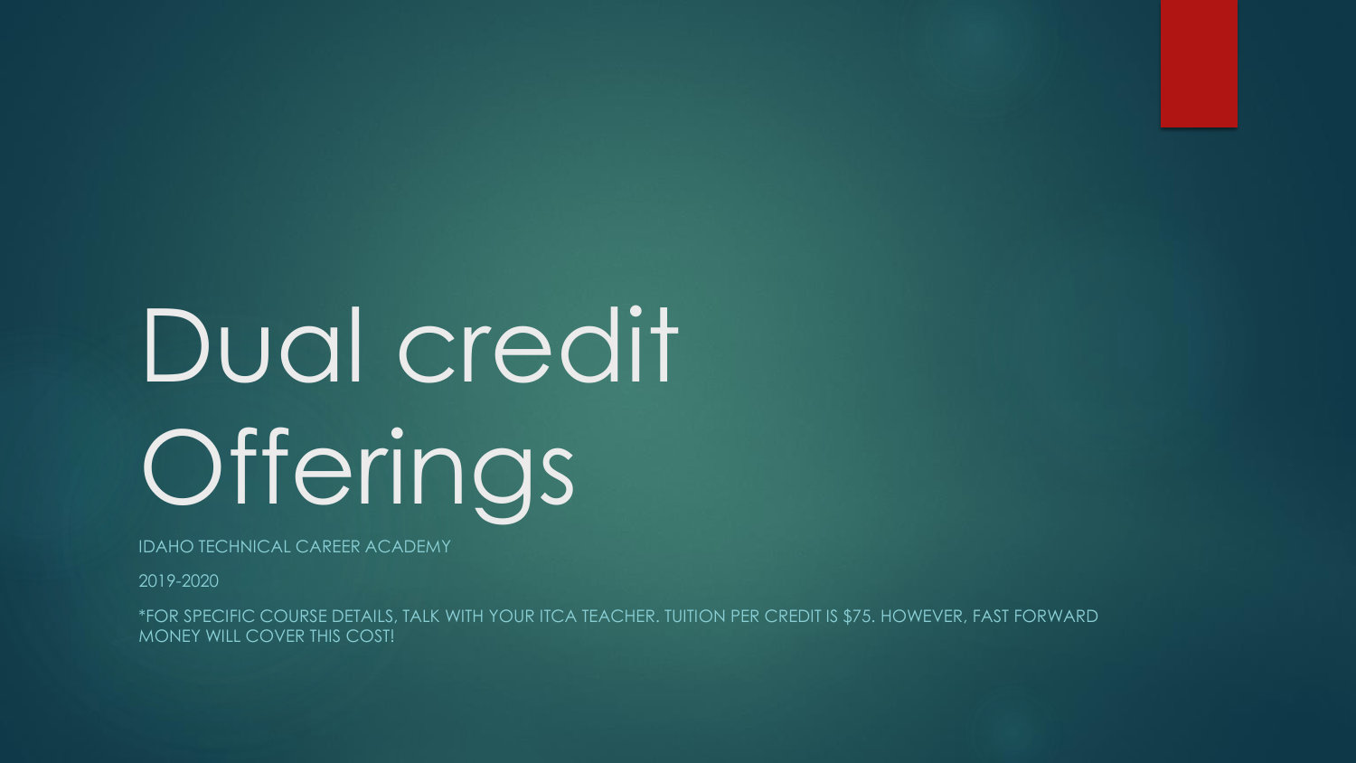# Dual credit Offerings

IDAHO TECHNICAL CAREER ACADEMY

2019-2020

*FOR SPECIFIC COURSE DETAILS, TALK WITH YOUR ITCA TEACHER. TUITION PER CREDIT IS $75. HOWEVER, FAST FORWARD MONEY WILL COVER THIS COST!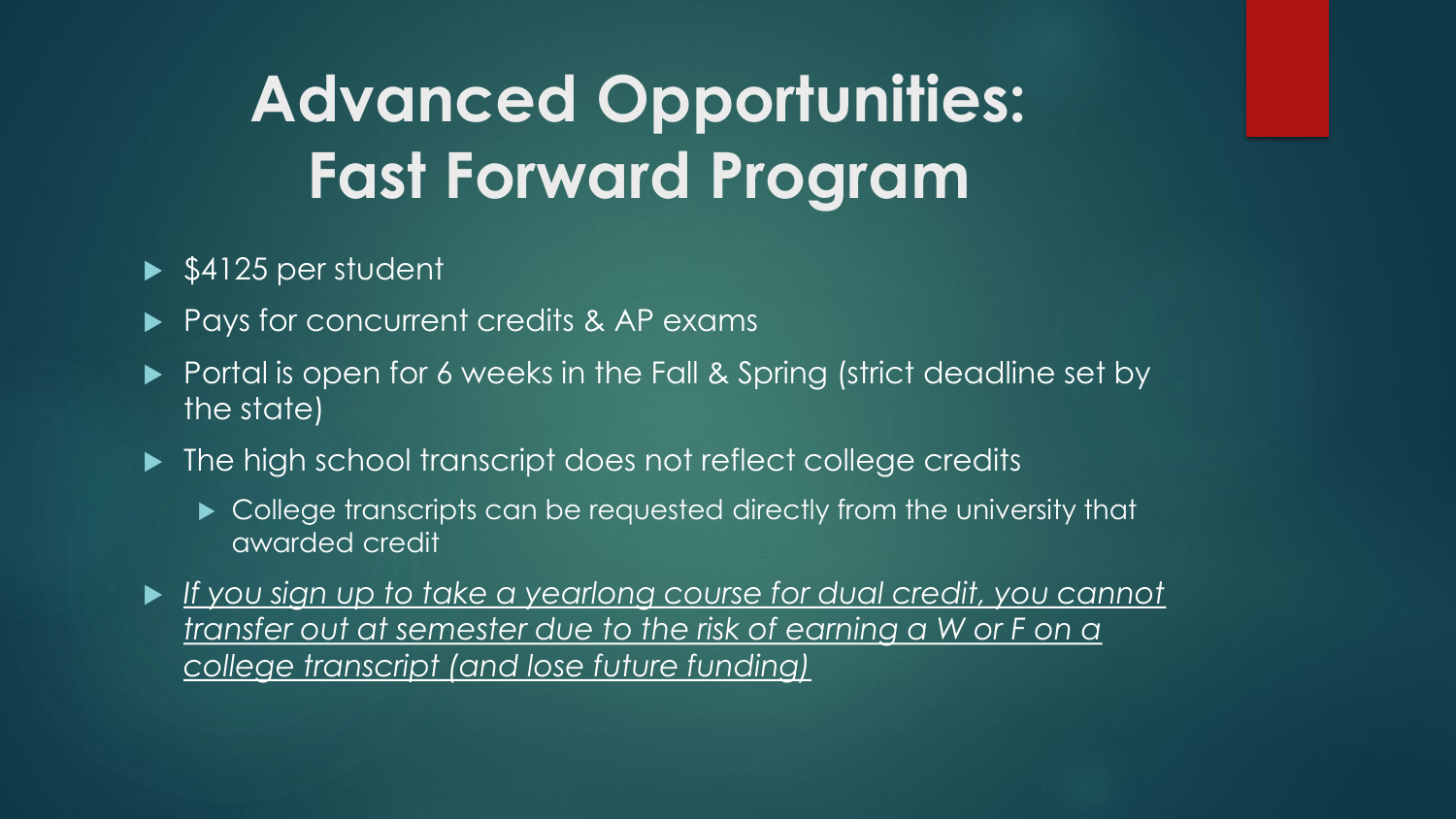# Advanced Opportunities: Fast Forward Program

- $4125 per student
- Pays for concurrent credits & AP exams
- Portal is open for 6 weeks in the Fall & Spring (strict deadline set by the state)
- The high school transcript does not reflect college credits
  - College transcripts can be requested directly from the university that awarded credit
- <u>*If you sign up to take a yearlong course for dual credit, you cannot transfer out at semester due to the risk of earning a W or F on a college transcript (and lose future funding)*</u>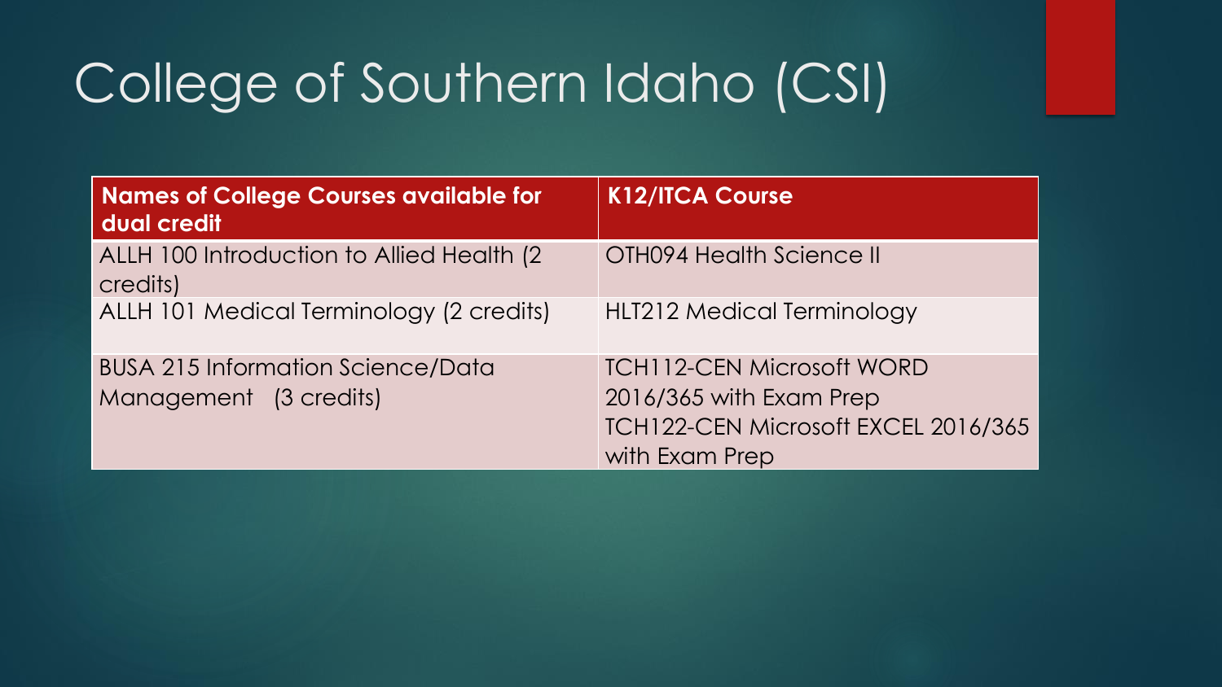# College of Southern Idaho (CSI)

| Names of College Courses available for dual credit | K12/ITCA Course |
| --- | --- |
| ALLH 100 Introduction to Allied Health (2 credits) | OTH094 Health Science II |
| ALLH 101 Medical Terminology (2 credits) | HLT212 Medical Terminology |
| BUSA 215 Information Science/Data Management (3 credits) | TCH112-CEN Microsoft WORD 2016/365 with Exam Prep<br>TCH122-CEN Microsoft EXCEL 2016/365 with Exam Prep |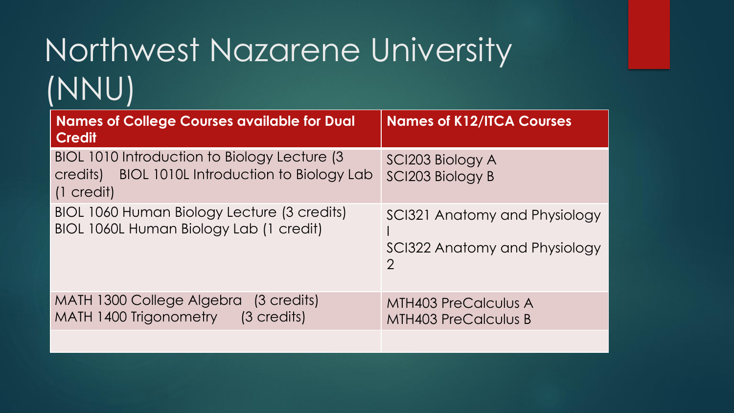# Northwest Nazarene University (NNU)

| Names of College Courses available for Dual Credit | Names of K12/ITCA Courses |
| --- | --- |
| BIOL 1010 Introduction to Biology Lecture (3 credits) BIOL 1010L Introduction to Biology Lab (1 credit) | SCI203 Biology A<br>SCI203 Biology B |
| BIOL 1060 Human Biology Lecture (3 credits)<br>BIOL 1060L Human Biology Lab (1 credit) | SCI321 Anatomy and Physiology I<br>SCI322 Anatomy and Physiology 2 |
| MATH 1300 College Algebra (3 credits)<br>MATH 1400 Trigonometry (3 credits) | MTH403 PreCalculus A<br>MTH403 PreCalculus B |
| | |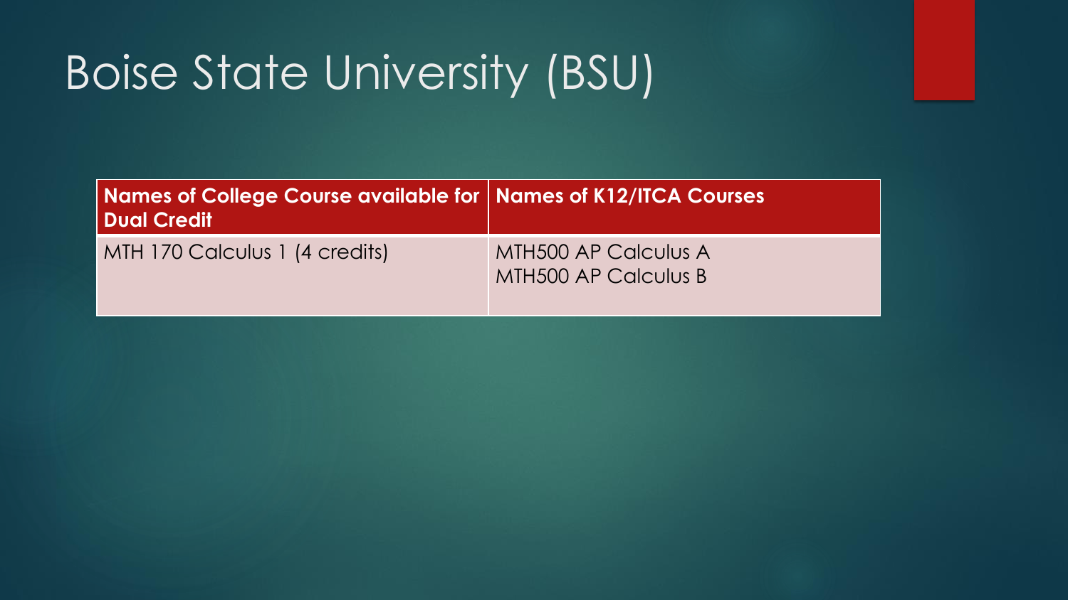# Boise State University (BSU)

| Names of College Course available for Dual Credit | Names of K12/ITCA Courses |
| --- | --- |
| MTH 170 Calculus 1 (4 credits) | MTH500 AP Calculus A<br>MTH500 AP Calculus B |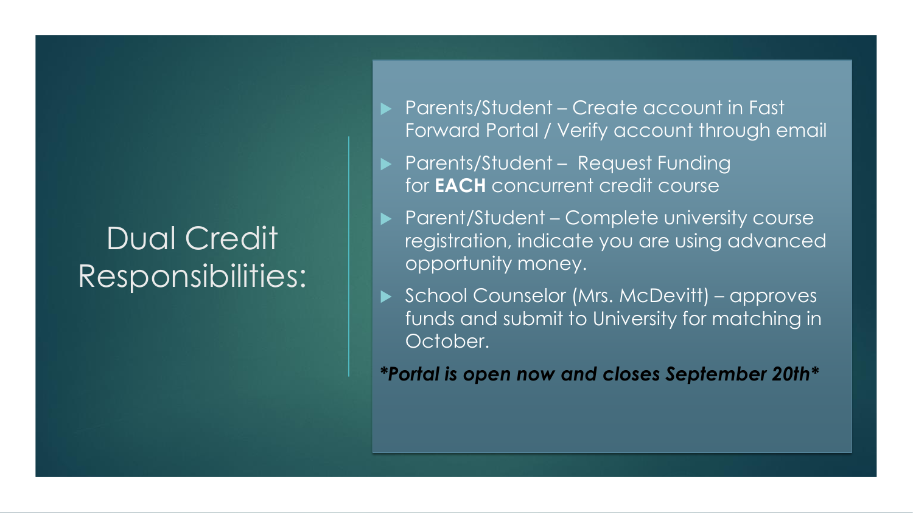# Dual Credit Responsibilities:

- Parents/Student – Create account in Fast Forward Portal / Verify account through email
- Parents/Student – Request Funding for **EACH** concurrent credit course
- Parent/Student – Complete university course registration, indicate you are using advanced opportunity money.
- School Counselor (Mrs. McDevitt) – approves funds and submit to University for matching in October.

***Portal is open now and closes September 20th***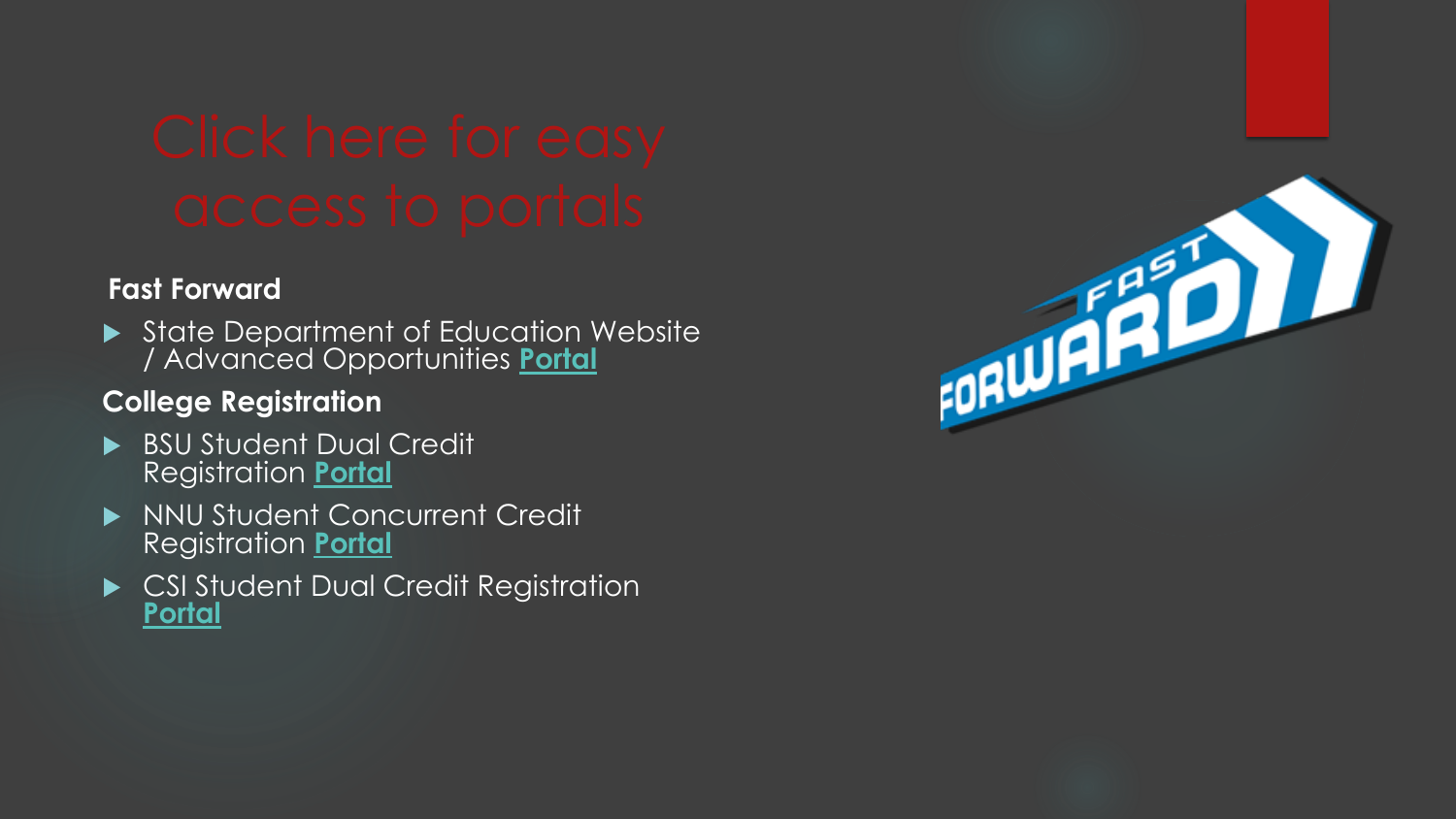# Click here for easy access to portals

**Fast Forward**

- State Department of Education Website / Advanced Opportunities **Portal**

**College Registration**

- BSU Student Dual Credit Registration **Portal**
- NNU Student Concurrent Credit Registration **Portal**
- CSI Student Dual Credit Registration **Portal**